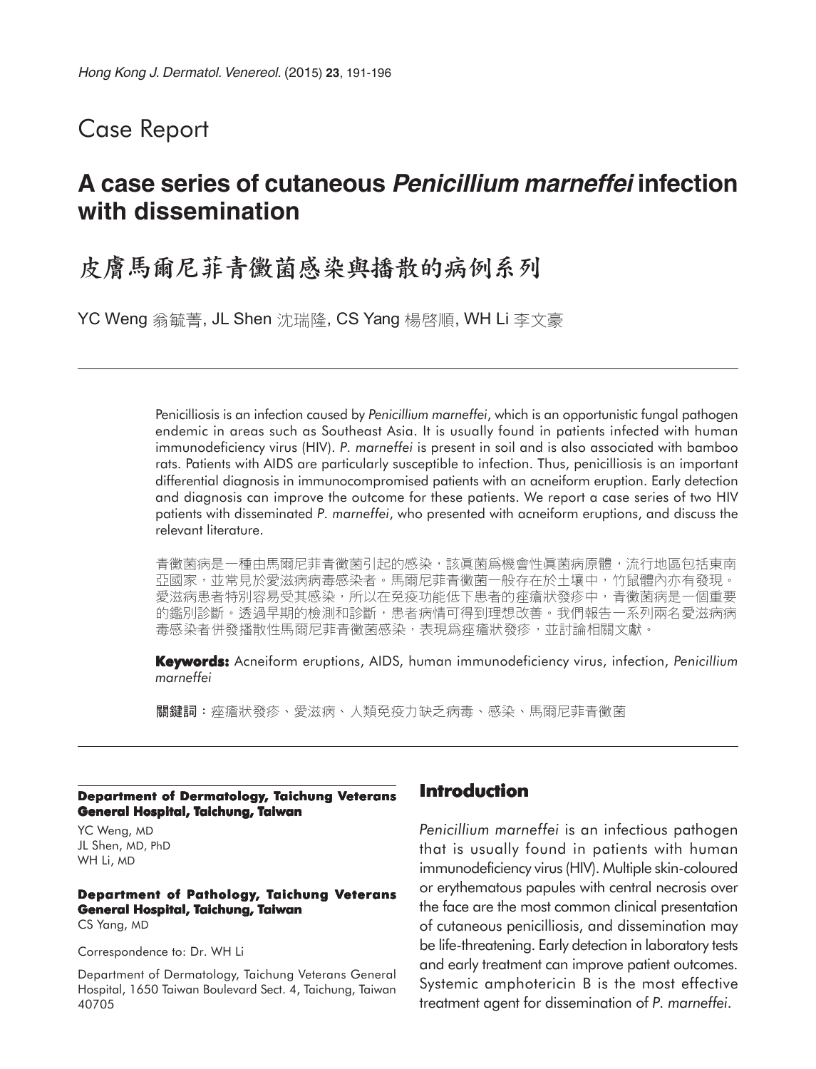Case Report

# A case series of cutaneous *Penicillium marneffei* infection with dissemination

# 皮膚馬爾尼菲青黴菌感染與播散的病例系列

YC Weng 翁毓菁, JL Shen 沈瑞隆, CS Yang 楊啓順, WH Li 李文豪

Penicilliosis is an infection caused by *Penicillium marneffei*, which is an opportunistic fungal pathogen endemic in areas such as Southeast Asia. It is usually found in patients infected with human immunodeficiency virus (HIV). *P. marneffei* is present in soil and is also associated with bamboo rats. Patients with AIDS are particularly susceptible to infection. Thus, penicilliosis is an important differential diagnosis in immunocompromised patients with an acneiform eruption. Early detection and diagnosis can improve the outcome for these patients. We report a case series of two HIV patients with disseminated *P. marneffei*, who presented with acneiform eruptions, and discuss the relevant literature.

青黴菌病是一種由馬爾尼菲青黴菌引起的感染，該眞菌爲機會性眞菌病原體，流行地區包括東南亞國家，並常見於愛滋病病毒感染者。馬爾尼菲青黴菌一般存在於土壤中，竹鼠體內亦有發現。愛滋病患者特別容易受其感染，所以在免疫功能低下患者的痤瘡狀發疹中，青黴菌病是一個重要的鑑別診斷。透過早期的檢測和診斷，患者病情可得到理想改善。我們報告一系列兩名愛滋病病毒感染者併發播散性馬爾尼菲青黴菌感染，表現爲痤瘡狀發疹，並討論相關文獻。

**Keywords:** Acneiform eruptions, AIDS, human immunodeficiency virus, infection, *Penicillium marneffei*

**關鍵詞**：痤瘡狀發疹、愛滋病、人類免疫力缺乏病毒、感染、馬爾尼菲青黴菌

**Department of Dermatology, Taichung Veterans General Hospital, Taichung, Taiwan**

YC Weng, MD
JL Shen, MD, PhD
WH Li, MD

**Department of Pathology, Taichung Veterans General Hospital, Taichung, Taiwan**

CS Yang, MD

Correspondence to: Dr. WH Li

Department of Dermatology, Taichung Veterans General Hospital, 1650 Taiwan Boulevard Sect. 4, Taichung, Taiwan 40705

## Introduction

*Penicillium marneffei* is an infectious pathogen that is usually found in patients with human immunodeficiency virus (HIV). Multiple skin-coloured or erythematous papules with central necrosis over the face are the most common clinical presentation of cutaneous penicilliosis, and dissemination may be life-threatening. Early detection in laboratory tests and early treatment can improve patient outcomes. Systemic amphotericin B is the most effective treatment agent for dissemination of *P. marneffei*.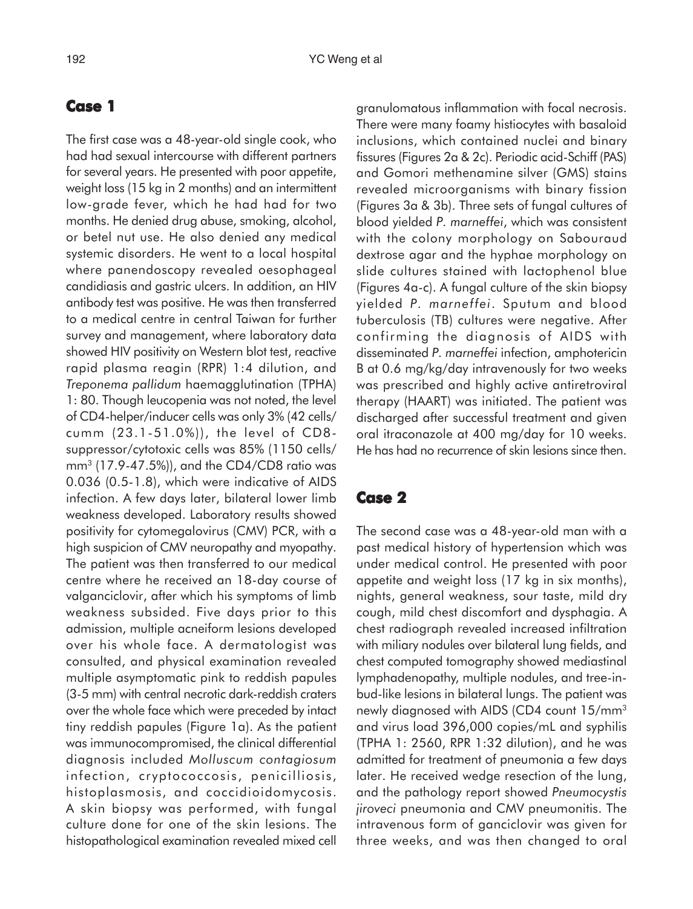## Case 1

The first case was a 48-year-old single cook, who had had sexual intercourse with different partners for several years. He presented with poor appetite, weight loss (15 kg in 2 months) and an intermittent low-grade fever, which he had had for two months. He denied drug abuse, smoking, alcohol, or betel nut use. He also denied any medical systemic disorders. He went to a local hospital where panendoscopy revealed oesophageal candidiasis and gastric ulcers. In addition, an HIV antibody test was positive. He was then transferred to a medical centre in central Taiwan for further survey and management, where laboratory data showed HIV positivity on Western blot test, reactive rapid plasma reagin (RPR) 1:4 dilution, and *Treponema pallidum* haemagglutination (TPHA) 1: 80. Though leucopenia was not noted, the level of CD4-helper/inducer cells was only 3% (42 cells/cumm (23.1-51.0%)), the level of CD8-suppressor/cytotoxic cells was 85% (1150 cells/mm$^3$ (17.9-47.5%)), and the CD4/CD8 ratio was 0.036 (0.5-1.8), which were indicative of AIDS infection. A few days later, bilateral lower limb weakness developed. Laboratory results showed positivity for cytomegalovirus (CMV) PCR, with a high suspicion of CMV neuropathy and myopathy. The patient was then transferred to our medical centre where he received an 18-day course of valganciclovir, after which his symptoms of limb weakness subsided. Five days prior to this admission, multiple acneiform lesions developed over his whole face. A dermatologist was consulted, and physical examination revealed multiple asymptomatic pink to reddish papules (3-5 mm) with central necrotic dark-reddish craters over the whole face which were preceded by intact tiny reddish papules (Figure 1a). As the patient was immunocompromised, the clinical differential diagnosis included *Molluscum contagiosum* infection, cryptococcosis, penicilliosis, histoplasmosis, and coccidioidomycosis. A skin biopsy was performed, with fungal culture done for one of the skin lesions. The histopathological examination revealed mixed cell granulomatous inflammation with focal necrosis. There were many foamy histiocytes with basaloid inclusions, which contained nuclei and binary fissures (Figures 2a & 2c). Periodic acid-Schiff (PAS) and Gomori methenamine silver (GMS) stains revealed microorganisms with binary fission (Figures 3a & 3b). Three sets of fungal cultures of blood yielded *P. marneffei*, which was consistent with the colony morphology on Sabouraud dextrose agar and the hyphae morphology on slide cultures stained with lactophenol blue (Figures 4a-c). A fungal culture of the skin biopsy yielded *P. marneffei*. Sputum and blood tuberculosis (TB) cultures were negative. After confirming the diagnosis of AIDS with disseminated *P. marneffei* infection, amphotericin B at 0.6 mg/kg/day intravenously for two weeks was prescribed and highly active antiretroviral therapy (HAART) was initiated. The patient was discharged after successful treatment and given oral itraconazole at 400 mg/day for 10 weeks. He has had no recurrence of skin lesions since then.

## Case 2

The second case was a 48-year-old man with a past medical history of hypertension which was under medical control. He presented with poor appetite and weight loss (17 kg in six months), nights, general weakness, sour taste, mild dry cough, mild chest discomfort and dysphagia. A chest radiograph revealed increased infiltration with miliary nodules over bilateral lung fields, and chest computed tomography showed mediastinal lymphadenopathy, multiple nodules, and tree-in-bud-like lesions in bilateral lungs. The patient was newly diagnosed with AIDS (CD4 count 15/mm$^3$ and virus load 396,000 copies/mL and syphilis (TPHA 1: 2560, RPR 1:32 dilution), and he was admitted for treatment of pneumonia a few days later. He received wedge resection of the lung, and the pathology report showed *Pneumocystis jiroveci* pneumonia and CMV pneumonitis. The intravenous form of ganciclovir was given for three weeks, and was then changed to oral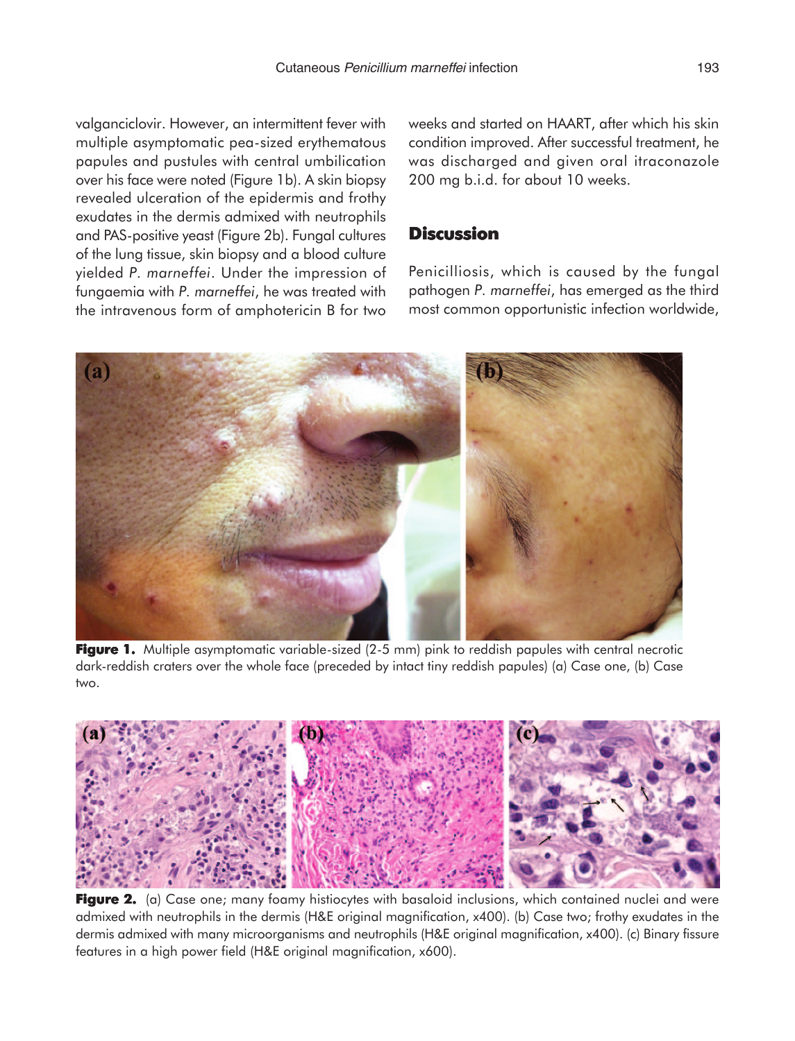valganciclovir. However, an intermittent fever with multiple asymptomatic pea-sized erythematous papules and pustules with central umbilication over his face were noted (Figure 1b). A skin biopsy revealed ulceration of the epidermis and frothy exudates in the dermis admixed with neutrophils and PAS-positive yeast (Figure 2b). Fungal cultures of the lung tissue, skin biopsy and a blood culture yielded *P. marneffei*. Under the impression of fungaemia with *P. marneffei*, he was treated with the intravenous form of amphotericin B for two weeks and started on HAART, after which his skin condition improved. After successful treatment, he was discharged and given oral itraconazole 200 mg b.i.d. for about 10 weeks.

## Discussion

Penicilliosis, which is caused by the fungal pathogen *P. marneffei*, has emerged as the third most common opportunistic infection worldwide,

**Figure 1.** Multiple asymptomatic variable-sized (2-5 mm) pink to reddish papules with central necrotic dark-reddish craters over the whole face (preceded by intact tiny reddish papules) (a) Case one, (b) Case two.

**Figure 2.** (a) Case one; many foamy histiocytes with basaloid inclusions, which contained nuclei and were admixed with neutrophils in the dermis (H&E original magnification, x400). (b) Case two; frothy exudates in the dermis admixed with many microorganisms and neutrophils (H&E original magnification, x400). (c) Binary fissure features in a high power field (H&E original magnification, x600).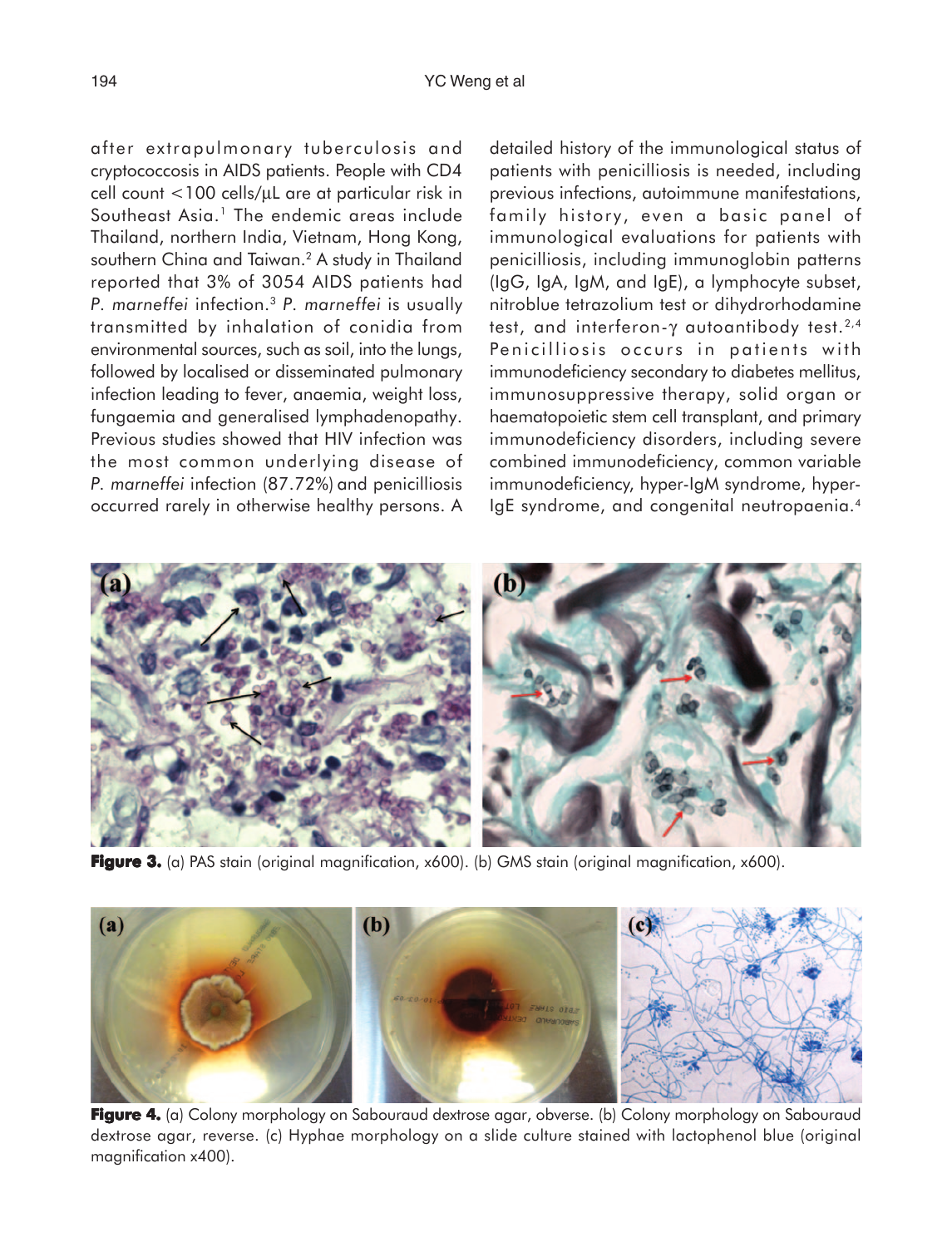after extrapulmonary tuberculosis and cryptococcosis in AIDS patients. People with CD4 cell count <100 cells/μL are at particular risk in Southeast Asia.[1] The endemic areas include Thailand, northern India, Vietnam, Hong Kong, southern China and Taiwan.[2] A study in Thailand reported that 3% of 3054 AIDS patients had *P. marneffei* infection.[3] *P. marneffei* is usually transmitted by inhalation of conidia from environmental sources, such as soil, into the lungs, followed by localised or disseminated pulmonary infection leading to fever, anaemia, weight loss, fungaemia and generalised lymphadenopathy. Previous studies showed that HIV infection was the most common underlying disease of *P. marneffei* infection (87.72%) and penicilliosis occurred rarely in otherwise healthy persons. A detailed history of the immunological status of patients with penicilliosis is needed, including previous infections, autoimmune manifestations, family history, even a basic panel of immunological evaluations for patients with penicilliosis, including immunoglobin patterns (IgG, IgA, IgM, and IgE), a lymphocyte subset, nitroblue tetrazolium test or dihydrorhodamine test, and interferon-γ autoantibody test.[2,4] Penicilliosis occurs in patients with immunodeficiency secondary to diabetes mellitus, immunosuppressive therapy, solid organ or haematopoietic stem cell transplant, and primary immunodeficiency disorders, including severe combined immunodeficiency, common variable immunodeficiency, hyper-IgM syndrome, hyper-IgE syndrome, and congenital neutropaenia.[4]

**Figure 3.** (a) PAS stain (original magnification, x600). (b) GMS stain (original magnification, x600).

**Figure 4.** (a) Colony morphology on Sabouraud dextrose agar, obverse. (b) Colony morphology on Sabouraud dextrose agar, reverse. (c) Hyphae morphology on a slide culture stained with lactophenol blue (original magnification x400).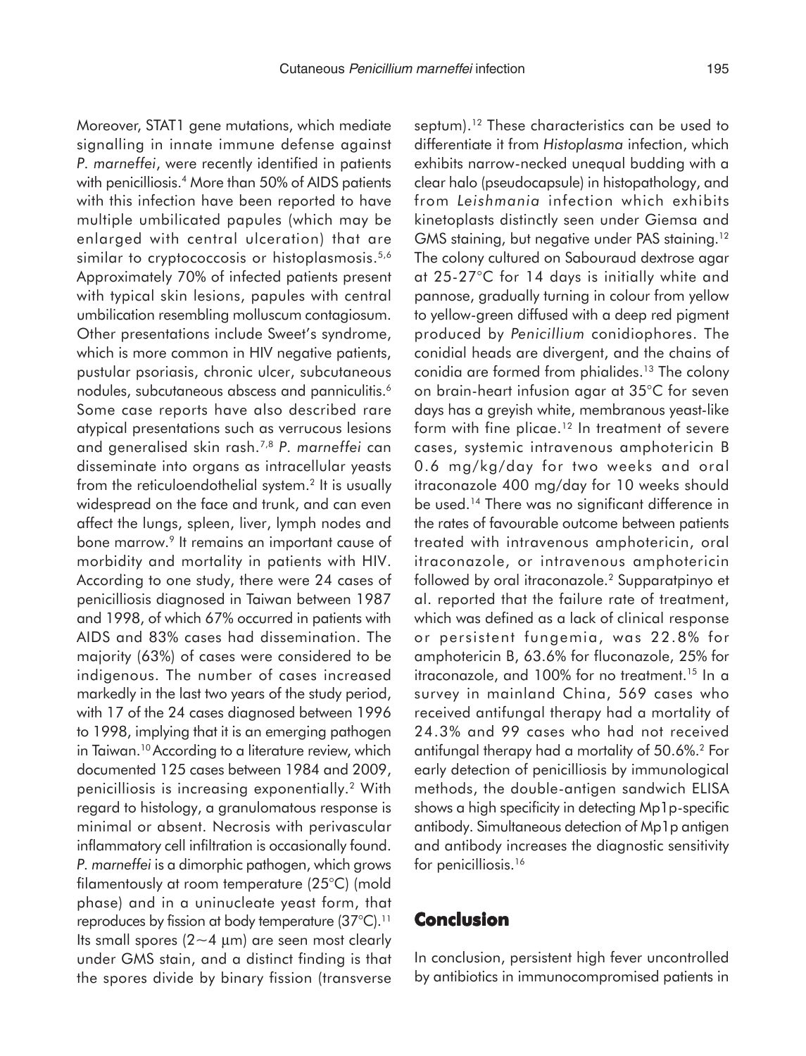Moreover, STAT1 gene mutations, which mediate signalling in innate immune defense against *P. marneffei*, were recently identified in patients with penicilliosis.[4] More than 50% of AIDS patients with this infection have been reported to have multiple umbilicated papules (which may be enlarged with central ulceration) that are similar to cryptococcosis or histoplasmosis.[5,6] Approximately 70% of infected patients present with typical skin lesions, papules with central umbilication resembling molluscum contagiosum. Other presentations include Sweet's syndrome, which is more common in HIV negative patients, pustular psoriasis, chronic ulcer, subcutaneous nodules, subcutaneous abscess and panniculitis.[6] Some case reports have also described rare atypical presentations such as verrucous lesions and generalised skin rash.[7,8] *P. marneffei* can disseminate into organs as intracellular yeasts from the reticuloendothelial system.[2] It is usually widespread on the face and trunk, and can even affect the lungs, spleen, liver, lymph nodes and bone marrow.[9] It remains an important cause of morbidity and mortality in patients with HIV. According to one study, there were 24 cases of penicilliosis diagnosed in Taiwan between 1987 and 1998, of which 67% occurred in patients with AIDS and 83% cases had dissemination. The majority (63%) of cases were considered to be indigenous. The number of cases increased markedly in the last two years of the study period, with 17 of the 24 cases diagnosed between 1996 to 1998, implying that it is an emerging pathogen in Taiwan.[10] According to a literature review, which documented 125 cases between 1984 and 2009, penicilliosis is increasing exponentially.[2] With regard to histology, a granulomatous response is minimal or absent. Necrosis with perivascular inflammatory cell infiltration is occasionally found. *P. marneffei* is a dimorphic pathogen, which grows filamentously at room temperature (25°C) (mold phase) and in a uninucleate yeast form, that reproduces by fission at body temperature (37°C).[11] Its small spores (2~4 μm) are seen most clearly under GMS stain, and a distinct finding is that the spores divide by binary fission (transverse septum).[12] These characteristics can be used to differentiate it from *Histoplasma* infection, which exhibits narrow-necked unequal budding with a clear halo (pseudocapsule) in histopathology, and from *Leishmania* infection which exhibits kinetoplasts distinctly seen under Giemsa and GMS staining, but negative under PAS staining.[12] The colony cultured on Sabouraud dextrose agar at 25-27°C for 14 days is initially white and pannose, gradually turning in colour from yellow to yellow-green diffused with a deep red pigment produced by *Penicillium* conidiophores. The conidial heads are divergent, and the chains of conidia are formed from phialides.[13] The colony on brain-heart infusion agar at 35°C for seven days has a greyish white, membranous yeast-like form with fine plicae.[12] In treatment of severe cases, systemic intravenous amphotericin B 0.6 mg/kg/day for two weeks and oral itraconazole 400 mg/day for 10 weeks should be used.[14] There was no significant difference in the rates of favourable outcome between patients treated with intravenous amphotericin, oral itraconazole, or intravenous amphotericin followed by oral itraconazole.[2] Supparatpinyo et al. reported that the failure rate of treatment, which was defined as a lack of clinical response or persistent fungemia, was 22.8% for amphotericin B, 63.6% for fluconazole, 25% for itraconazole, and 100% for no treatment.[15] In a survey in mainland China, 569 cases who received antifungal therapy had a mortality of 24.3% and 99 cases who had not received antifungal therapy had a mortality of 50.6%.[2] For early detection of penicilliosis by immunological methods, the double-antigen sandwich ELISA shows a high specificity in detecting Mp1p-specific antibody. Simultaneous detection of Mp1p antigen and antibody increases the diagnostic sensitivity for penicilliosis.[16]

## Conclusion

In conclusion, persistent high fever uncontrolled by antibiotics in immunocompromised patients in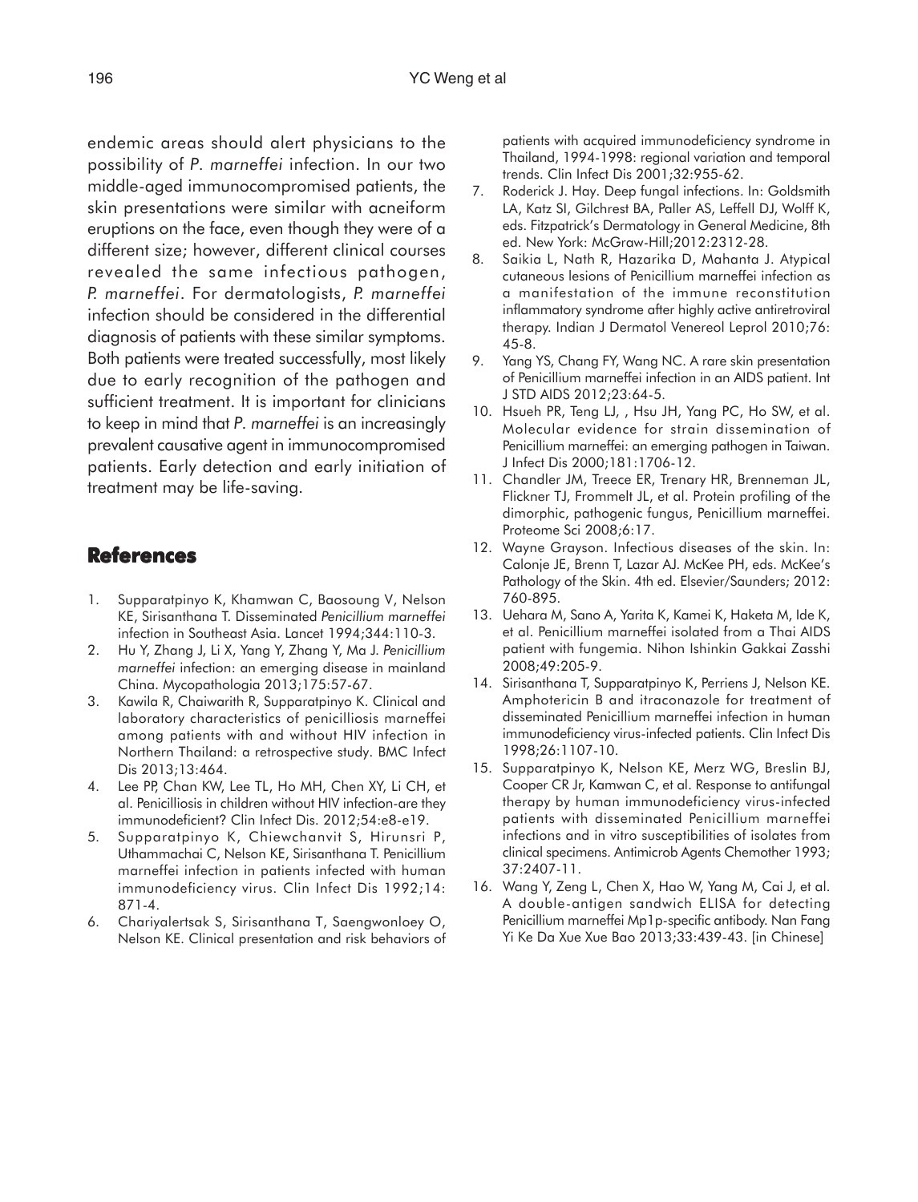endemic areas should alert physicians to the possibility of *P. marneffei* infection. In our two middle-aged immunocompromised patients, the skin presentations were similar with acneiform eruptions on the face, even though they were of a different size; however, different clinical courses revealed the same infectious pathogen, *P. marneffei*. For dermatologists, *P. marneffei* infection should be considered in the differential diagnosis of patients with these similar symptoms. Both patients were treated successfully, most likely due to early recognition of the pathogen and sufficient treatment. It is important for clinicians to keep in mind that *P. marneffei* is an increasingly prevalent causative agent in immunocompromised patients. Early detection and early initiation of treatment may be life-saving.

## References

1. Supparatpinyo K, Khamwan C, Baosoung V, Nelson KE, Sirisanthana T. Disseminated *Penicillium marneffei* infection in Southeast Asia. Lancet 1994;344:110-3.
2. Hu Y, Zhang J, Li X, Yang Y, Zhang Y, Ma J. *Penicillium marneffei* infection: an emerging disease in mainland China. Mycopathologia 2013;175:57-67.
3. Kawila R, Chaiwarith R, Supparatpinyo K. Clinical and laboratory characteristics of penicilliosis marneffei among patients with and without HIV infection in Northern Thailand: a retrospective study. BMC Infect Dis 2013;13:464.
4. Lee PP, Chan KW, Lee TL, Ho MH, Chen XY, Li CH, et al. Penicilliosis in children without HIV infection-are they immunodeficient? Clin Infect Dis. 2012;54:e8-e19.
5. Supparatpinyo K, Chiewchanvit S, Hirunsri P, Uthammachai C, Nelson KE, Sirisanthana T. Penicillium marneffei infection in patients infected with human immunodeficiency virus. Clin Infect Dis 1992;14: 871-4.
6. Chariyalertsak S, Sirisanthana T, Saengwonloey O, Nelson KE. Clinical presentation and risk behaviors of patients with acquired immunodeficiency syndrome in Thailand, 1994-1998: regional variation and temporal trends. Clin Infect Dis 2001;32:955-62.
7. Roderick J. Hay. Deep fungal infections. In: Goldsmith LA, Katz SI, Gilchrest BA, Paller AS, Leffell DJ, Wolff K, eds. Fitzpatrick's Dermatology in General Medicine, 8th ed. New York: McGraw-Hill;2012:2312-28.
8. Saikia L, Nath R, Hazarika D, Mahanta J. Atypical cutaneous lesions of Penicillium marneffei infection as a manifestation of the immune reconstitution inflammatory syndrome after highly active antiretroviral therapy. Indian J Dermatol Venereol Leprol 2010;76: 45-8.
9. Yang YS, Chang FY, Wang NC. A rare skin presentation of Penicillium marneffei infection in an AIDS patient. Int J STD AIDS 2012;23:64-5.
10. Hsueh PR, Teng LJ, , Hsu JH, Yang PC, Ho SW, et al. Molecular evidence for strain dissemination of Penicillium marneffei: an emerging pathogen in Taiwan. J Infect Dis 2000;181:1706-12.
11. Chandler JM, Treece ER, Trenary HR, Brenneman JL, Flickner TJ, Frommelt JL, et al. Protein profiling of the dimorphic, pathogenic fungus, Penicillium marneffei. Proteome Sci 2008;6:17.
12. Wayne Grayson. Infectious diseases of the skin. In: Calonje JE, Brenn T, Lazar AJ. McKee PH, eds. McKee's Pathology of the Skin. 4th ed. Elsevier/Saunders; 2012: 760-895.
13. Uehara M, Sano A, Yarita K, Kamei K, Haketa M, Ide K, et al. Penicillium marneffei isolated from a Thai AIDS patient with fungemia. Nihon Ishinkin Gakkai Zasshi 2008;49:205-9.
14. Sirisanthana T, Supparatpinyo K, Perriens J, Nelson KE. Amphotericin B and itraconazole for treatment of disseminated Penicillium marneffei infection in human immunodeficiency virus-infected patients. Clin Infect Dis 1998;26:1107-10.
15. Supparatpinyo K, Nelson KE, Merz WG, Breslin BJ, Cooper CR Jr, Kamwan C, et al. Response to antifungal therapy by human immunodeficiency virus-infected patients with disseminated Penicillium marneffei infections and in vitro susceptibilities of isolates from clinical specimens. Antimicrob Agents Chemother 1993; 37:2407-11.
16. Wang Y, Zeng L, Chen X, Hao W, Yang M, Cai J, et al. A double-antigen sandwich ELISA for detecting Penicillium marneffei Mp1p-specific antibody. Nan Fang Yi Ke Da Xue Xue Bao 2013;33:439-43. [in Chinese]